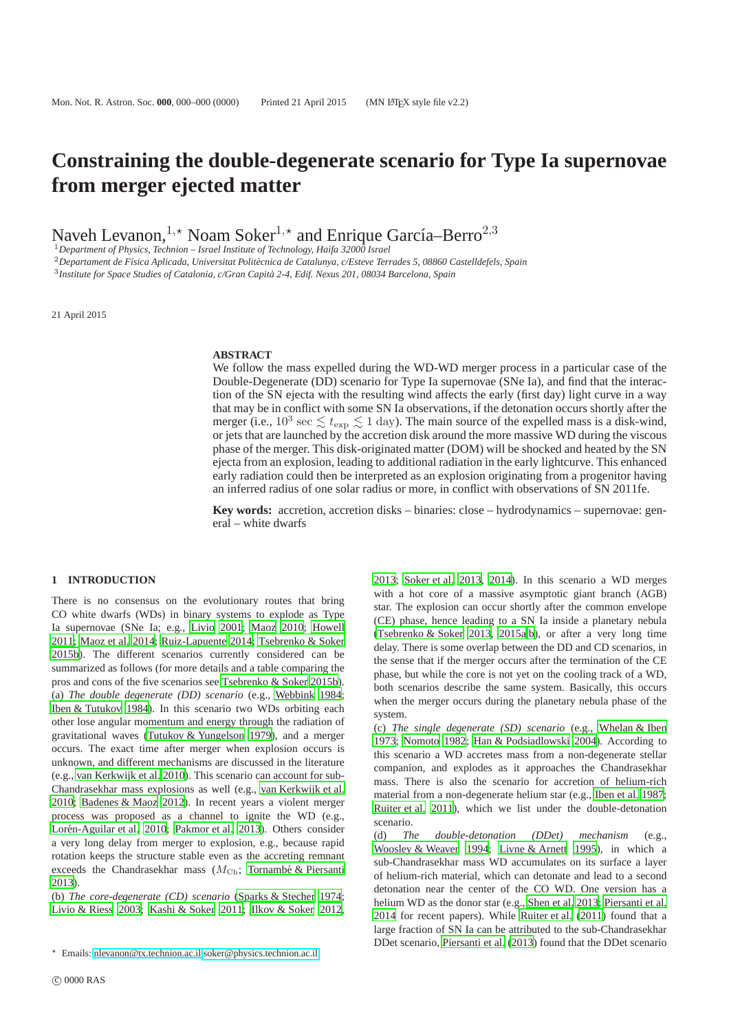# Constraining the double-degenerate scenario for Type Ia supernovae from merger ejected matter

Naveh Levanon,[1,⋆] Noam Soker[1,⋆] and Enrique García–Berro[2,3]

[1] *Department of Physics, Technion – Israel Institute of Technology, Haifa 32000 Israel*
[2] *Departament de Física Aplicada, Universitat Politècnica de Catalunya, c/Esteve Terrades 5, 08860 Castelldefels, Spain*
[3] *Institute for Space Studies of Catalonia, c/Gran Capità 2-4, Edif. Nexus 201, 08034 Barcelona, Spain*

21 April 2015

## ABSTRACT

We follow the mass expelled during the WD-WD merger process in a particular case of the Double-Degenerate (DD) scenario for Type Ia supernovae (SNe Ia), and find that the interaction of the SN ejecta with the resulting wind affects the early (first day) light curve in a way that may be in conflict with some SN Ia observations, if the detonation occurs shortly after the merger (i.e., $10^3\ \mathrm{sec} \lesssim t_{\rm exp} \lesssim 1\ \mathrm{day}$). The main source of the expelled mass is a disk-wind, or jets that are launched by the accretion disk around the more massive WD during the viscous phase of the merger. This disk-originated matter (DOM) will be shocked and heated by the SN ejecta from an explosion, leading to additional radiation in the early lightcurve. This enhanced early radiation could then be interpreted as an explosion originating from a progenitor having an inferred radius of one solar radius or more, in conflict with observations of SN 2011fe.

**Key words:** accretion, accretion disks – binaries: close – hydrodynamics – supernovae: general – white dwarfs

## 1 INTRODUCTION

There is no consensus on the evolutionary routes that bring CO white dwarfs (WDs) in binary systems to explode as Type Ia supernovae (SNe Ia; e.g., Livio 2001; Maoz 2010; Howell 2011; Maoz et al. 2014; Ruiz-Lapuente 2014; Tsebrenko & Soker 2015b). The different scenarios currently considered can be summarized as follows (for more details and a table comparing the pros and cons of the five scenarios see Tsebrenko & Soker 2015b).

(a) *The double degenerate (DD) scenario* (e.g., Webbink 1984; Iben & Tutukov 1984). In this scenario two WDs orbiting each other lose angular momentum and energy through the radiation of gravitational waves (Tutukov & Yungelson 1979), and a merger occurs. The exact time after merger when explosion occurs is unknown, and different mechanisms are discussed in the literature (e.g., van Kerkwijk et al. 2010). This scenario can account for sub-Chandrasekhar mass explosions as well (e.g., van Kerkwijk et al. 2010; Badenes & Maoz 2012). In recent years a violent merger process was proposed as a channel to ignite the WD (e.g., Lorén-Aguilar et al. 2010; Pakmor et al. 2013). Others consider a very long delay from merger to explosion, e.g., because rapid rotation keeps the structure stable even as the accreting remnant exceeds the Chandrasekhar mass ($M_{\rm Ch}$; Tornambé & Piersanti 2013).

(b) *The core-degenerate (CD) scenario* (Sparks & Stecher 1974; Livio & Riess 2003; Kashi & Soker 2011; Ilkov & Soker 2012, 2013; Soker et al. 2013, 2014). In this scenario a WD merges with a hot core of a massive asymptotic giant branch (AGB) star. The explosion can occur shortly after the common envelope (CE) phase, hence leading to a SN Ia inside a planetary nebula (Tsebrenko & Soker 2013, 2015a,b), or after a very long time delay. There is some overlap between the DD and CD scenarios, in the sense that if the merger occurs after the termination of the CE phase, but while the core is not yet on the cooling track of a WD, both scenarios describe the same system. Basically, this occurs when the merger occurs during the planetary nebula phase of the system.

(c) *The single degenerate (SD) scenario* (e.g., Whelan & Iben 1973; Nomoto 1982; Han & Podsiadlowski 2004). According to this scenario a WD accretes mass from a non-degenerate stellar companion, and explodes as it approaches the Chandrasekhar mass. There is also the scenario for accretion of helium-rich material from a non-degenerate helium star (e.g., Iben et al. 1987; Ruiter et al. 2011), which we list under the double-detonation scenario.

(d) *The double-detonation (DDet) mechanism* (e.g., Woosley & Weaver 1994; Livne & Arnett 1995), in which a sub-Chandrasekhar mass WD accumulates on its surface a layer of helium-rich material, which can detonate and lead to a second detonation near the center of the CO WD. One version has a helium WD as the donor star (e.g., Shen et al. 2013; Piersanti et al. 2014 for recent papers). While Ruiter et al. (2011) found that a large fraction of SN Ia can be attributed to the sub-Chandrasekhar DDet scenario, Piersanti et al. (2013) found that the DDet scenario

⋆ Emails: nlevanon@tx.technion.ac.il soker@physics.technion.ac.il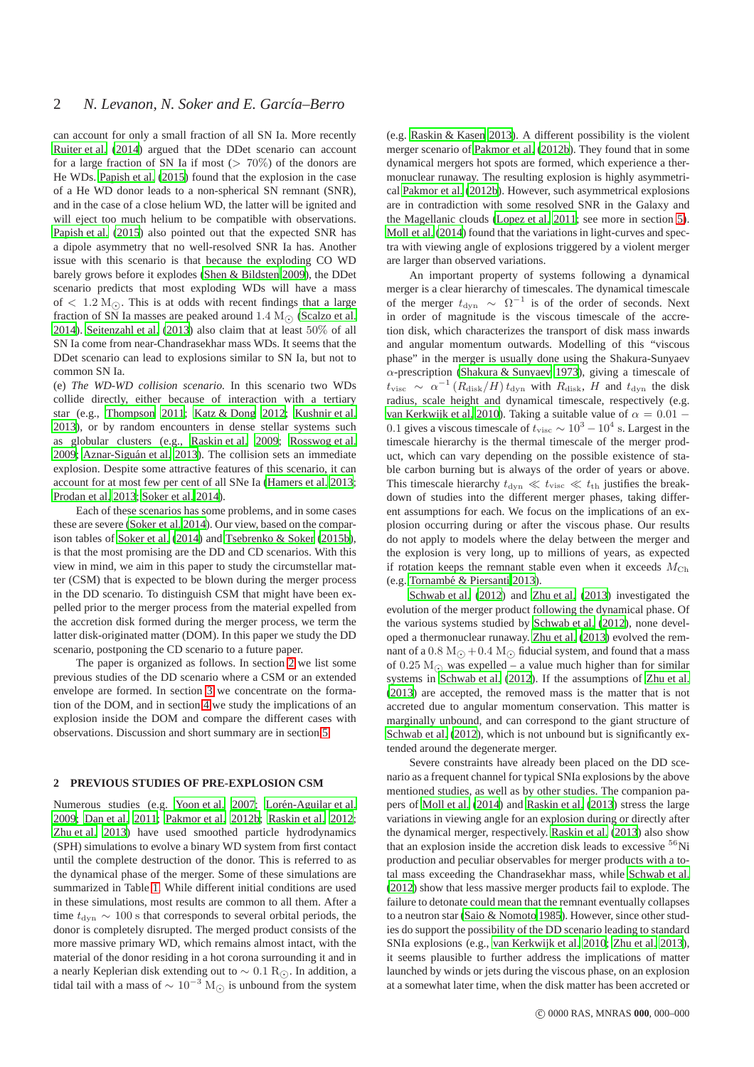can account for only a small fraction of all SN Ia. More recently Ruiter et al. (2014) argued that the DDet scenario can account for a large fraction of SN Ia if most ($> 70\%$) of the donors are He WDs. Papish et al. (2015) found that the explosion in the case of a He WD donor leads to a non-spherical SN remnant (SNR), and in the case of a close helium WD, the latter will be ignited and will eject too much helium to be compatible with observations. Papish et al. (2015) also pointed out that the expected SNR has a dipole asymmetry that no well-resolved SNR Ia has. Another issue with this scenario is that because the exploding CO WD barely grows before it explodes (Shen & Bildsten 2009), the DDet scenario predicts that most exploding WDs will have a mass of $< 1.2\,\mathrm{M_\odot}$. This is at odds with recent findings that a large fraction of SN Ia masses are peaked around $1.4\,\mathrm{M_\odot}$ (Scalzo et al. 2014). Seitenzahl et al. (2013) also claim that at least $50\%$ of all SN Ia come from near-Chandrasekhar mass WDs. It seems that the DDet scenario can lead to explosions similar to SN Ia, but not to common SN Ia.

(e) *The WD-WD collision scenario.* In this scenario two WDs collide directly, either because of interaction with a tertiary star (e.g., Thompson 2011; Katz & Dong 2012; Kushnir et al. 2013), or by random encounters in dense stellar systems such as globular clusters (e.g., Raskin et al. 2009; Rosswog et al. 2009; Aznar-Siguán et al. 2013). The collision sets an immediate explosion. Despite some attractive features of this scenario, it can account for at most few per cent of all SNe Ia (Hamers et al. 2013; Prodan et al. 2013; Soker et al. 2014).

Each of these scenarios has some problems, and in some cases these are severe (Soker et al. 2014). Our view, based on the comparison tables of Soker et al. (2014) and Tsebrenko & Soker (2015b), is that the most promising are the DD and CD scenarios. With this view in mind, we aim in this paper to study the circumstellar matter (CSM) that is expected to be blown during the merger process in the DD scenario. To distinguish CSM that might have been expelled prior to the merger process from the material expelled from the accretion disk formed during the merger process, we term the latter disk-originated matter (DOM). In this paper we study the DD scenario, postponing the CD scenario to a future paper.

The paper is organized as follows. In section 2 we list some previous studies of the DD scenario where a CSM or an extended envelope are formed. In section 3 we concentrate on the formation of the DOM, and in section 4 we study the implications of an explosion inside the DOM and compare the different cases with observations. Discussion and short summary are in section 5.

## 2 PREVIOUS STUDIES OF PRE-EXPLOSION CSM

Numerous studies (e.g. Yoon et al. 2007; Lorén-Aguilar et al. 2009; Dan et al. 2011; Pakmor et al. 2012b; Raskin et al. 2012; Zhu et al. 2013) have used smoothed particle hydrodynamics (SPH) simulations to evolve a binary WD system from first contact until the complete destruction of the donor. This is referred to as the dynamical phase of the merger. Some of these simulations are summarized in Table 1. While different initial conditions are used in these simulations, most results are common to all them. After a time $t_{\rm dyn} \sim 100$ s that corresponds to several orbital periods, the donor is completely disrupted. The merged product consists of the more massive primary WD, which remains almost intact, with the material of the donor residing in a hot corona surrounding it and in a nearly Keplerian disk extending out to $\sim 0.1\,\mathrm{R_\odot}$. In addition, a tidal tail with a mass of $\sim 10^{-3}\,\mathrm{M_\odot}$ is unbound from the system (e.g. Raskin & Kasen 2013). A different possibility is the violent merger scenario of Pakmor et al. (2012b). They found that in some dynamical mergers hot spots are formed, which experience a thermonuclear runaway. The resulting explosion is highly asymmetrical Pakmor et al. (2012b). However, such asymmetrical explosions are in contradiction with some resolved SNR in the Galaxy and the Magellanic clouds (Lopez et al. 2011; see more in section 5). Moll et al. (2014) found that the variations in light-curves and spectra with viewing angle of explosions triggered by a violent merger are larger than observed variations.

An important property of systems following a dynamical merger is a clear hierarchy of timescales. The dynamical timescale of the merger $t_{\rm dyn} \sim \Omega^{-1}$ is of the order of seconds. Next in order of magnitude is the viscous timescale of the accretion disk, which characterizes the transport of disk mass inwards and angular momentum outwards. Modelling of this "viscous phase" in the merger is usually done using the Shakura-Sunyaev $\alpha$-prescription (Shakura & Sunyaev 1973), giving a timescale of $t_{\rm visc} \sim \alpha^{-1} (R_{\rm disk}/H)\, t_{\rm dyn}$ with $R_{\rm disk}$, $H$ and $t_{\rm dyn}$ the disk radius, scale height and dynamical timescale, respectively (e.g. van Kerkwijk et al. 2010). Taking a suitable value of $\alpha = 0.01 - 0.1$ gives a viscous timescale of $t_{\rm visc} \sim 10^3 - 10^4$ s. Largest in the timescale hierarchy is the thermal timescale of the merger product, which can vary depending on the possible existence of stable carbon burning but is always of the order of years or above. This timescale hierarchy $t_{\rm dyn} \ll t_{\rm visc} \ll t_{\rm th}$ justifies the breakdown of studies into the different merger phases, taking different assumptions for each. We focus on the implications of an explosion occurring during or after the viscous phase. Our results do not apply to models where the delay between the merger and the explosion is very long, up to millions of years, as expected if rotation keeps the remnant stable even when it exceeds $M_{\rm Ch}$ (e.g. Tornambé & Piersanti 2013).

Schwab et al. (2012) and Zhu et al. (2013) investigated the evolution of the merger product following the dynamical phase. Of the various systems studied by Schwab et al. (2012), none developed a thermonuclear runaway. Zhu et al. (2013) evolved the remnant of a $0.8\,\mathrm{M_\odot} + 0.4\,\mathrm{M_\odot}$ fiducial system, and found that a mass of $0.25\,\mathrm{M_\odot}$ was expelled – a value much higher than for similar systems in Schwab et al. (2012). If the assumptions of Zhu et al. (2013) are accepted, the removed mass is the matter that is not accreted due to angular momentum conservation. This matter is marginally unbound, and can correspond to the giant structure of Schwab et al. (2012), which is not unbound but is significantly extended around the degenerate merger.

Severe constraints have already been placed on the DD scenario as a frequent channel for typical SNIa explosions by the above mentioned studies, as well as by other studies. The companion papers of Moll et al. (2014) and Raskin et al. (2013) stress the large variations in viewing angle for an explosion during or directly after the dynamical merger, respectively. Raskin et al. (2013) also show that an explosion inside the accretion disk leads to excessive $^{56}$Ni production and peculiar observables for merger products with a total mass exceeding the Chandrasekhar mass, while Schwab et al. (2012) show that less massive merger products fail to explode. The failure to detonate could mean that the remnant eventually collapses to a neutron star (Saio & Nomoto 1985). However, since other studies do support the possibility of the DD scenario leading to standard SNIa explosions (e.g., van Kerkwijk et al. 2010; Zhu et al. 2013), it seems plausible to further address the implications of matter launched by winds or jets during the viscous phase, on an explosion at a somewhat later time, when the disk matter has been accreted or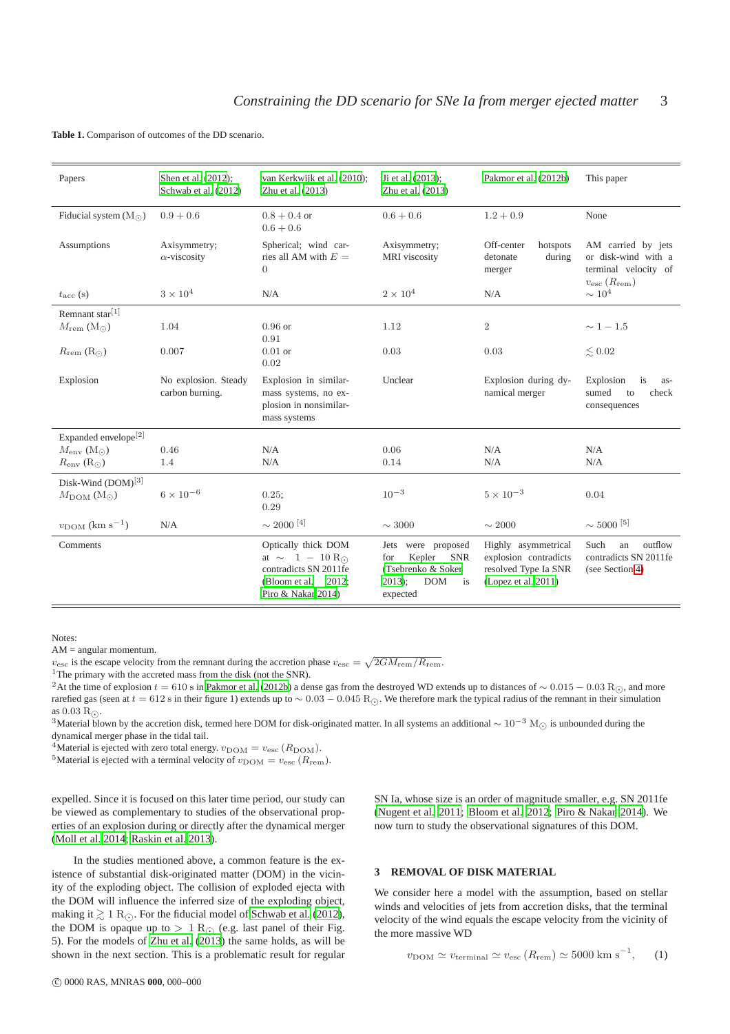**Table 1.** Comparison of outcomes of the DD scenario.

| Papers | Shen et al. (2012); Schwab et al. (2012) | van Kerkwijk et al. (2010); Zhu et al. (2013) | Ji et al. (2013); Zhu et al. (2013) | Pakmor et al. (2012b) | This paper |
|---|---|---|---|---|---|
| Fiducial system ($M_\odot$) | $0.9+0.6$ | $0.8+0.4$ or $0.6+0.6$ | $0.6+0.6$ | $1.2+0.9$ | None |
| Assumptions | Axisymmetry; $\alpha$-viscosity | Spherical; wind carries all AM with $E=0$ | Axisymmetry; MRI viscosity | Off-center hotspots detonate during merger | AM carried by jets or disk-wind with a terminal velocity of $v_{\rm esc}\,(R_{\rm rem})$ |
| $t_{\rm acc}$ (s) | $3\times10^4$ | N/A | $2\times10^4$ | N/A | $\sim10^4$ |
| Remnant star[1] | | | | | |
| $M_{\rm rem}$ ($M_\odot$) | 1.04 | 0.96 or 0.91 | 1.12 | 2 | $\sim1-1.5$ |
| $R_{\rm rem}$ ($R_\odot$) | 0.007 | 0.01 or 0.02 | 0.03 | 0.03 | $\lesssim0.02$ |
| Explosion | No explosion. Steady carbon burning. | Explosion in similar-mass systems, no explosion in nonsimilar-mass systems | Unclear | Explosion during dynamical merger | Explosion is assumed to check consequences |
| Expanded envelope[2] | | | | | |
| $M_{\rm env}$ ($M_\odot$) | 0.46 | N/A | 0.06 | N/A | N/A |
| $R_{\rm env}$ ($R_\odot$) | 1.4 | N/A | 0.14 | N/A | N/A |
| Disk-Wind (DOM)[3] | | | | | |
| $M_{\rm DOM}$ ($M_\odot$) | $6\times10^{-6}$ | 0.25; 0.29 | $10^{-3}$ | $5\times10^{-3}$ | 0.04 |
| $v_{\rm DOM}$ (km s$^{-1}$) | N/A | $\sim2000$ [4] | $\sim3000$ | $\sim2000$ | $\sim5000$ [5] |
| Comments | | Optically thick DOM at $\sim 1-10\,R_\odot$ contradicts SN 2011fe (Bloom et al. 2012; Piro & Nakar 2014) | Jets were proposed for Kepler SNR (Tsebrenko & Soker 2013); DOM is expected | Highly asymmetrical explosion contradicts resolved Type Ia SNR (Lopez et al. 2011) | Such an outflow contradicts SN 2011fe (see Section 4) |

Notes:
AM = angular momentum.
$v_{\rm esc}$ is the escape velocity from the remnant during the accretion phase $v_{\rm esc}=\sqrt{2GM_{\rm rem}/R_{\rm rem}}$.
[1]The primary with the accreted mass from the disk (not the SNR).
[2]At the time of explosion $t=610$ s in Pakmor et al. (2012b) a dense gas from the destroyed WD extends up to distances of $\sim0.015-0.03\,R_\odot$, and more rarefied gas (seen at $t=612$ s in their figure 1) extends up to $\sim0.03-0.045\,R_\odot$. We therefore mark the typical radius of the remnant in their simulation as $0.03\,R_\odot$.
[3]Material blown by the accretion disk, termed here DOM for disk-originated matter. In all systems an additional $\sim10^{-3}\,M_\odot$ is unbounded during the dynamical merger phase in the tidal tail.
[4]Material is ejected with zero total energy. $v_{\rm DOM}=v_{\rm esc}\,(R_{\rm DOM})$.
[5]Material is ejected with a terminal velocity of $v_{\rm DOM}=v_{\rm esc}\,(R_{\rm rem})$.

expelled. Since it is focused on this later time period, our study can be viewed as complementary to studies of the observational properties of an explosion during or directly after the dynamical merger (Moll et al. 2014; Raskin et al. 2013).

In the studies mentioned above, a common feature is the existence of substantial disk-originated matter (DOM) in the vicinity of the exploding object. The collision of exploded ejecta with the DOM will influence the inferred size of the exploding object, making it $\gtrsim 1\,R_\odot$. For the fiducial model of Schwab et al. (2012), the DOM is opaque up to $>1\,R_\odot$ (e.g. last panel of their Fig. 5). For the models of Zhu et al. (2013) the same holds, as will be shown in the next section. This is a problematic result for regular SN Ia, whose size is an order of magnitude smaller, e.g. SN 2011fe (Nugent et al. 2011; Bloom et al. 2012; Piro & Nakar 2014). We now turn to study the observational signatures of this DOM.

## 3 REMOVAL OF DISK MATERIAL

We consider here a model with the assumption, based on stellar winds and velocities of jets from accretion disks, that the terminal velocity of the wind equals the escape velocity from the vicinity of the more massive WD

$$v_{\rm DOM} \simeq v_{\rm terminal} \simeq v_{\rm esc}\,(R_{\rm rem}) \simeq 5000 \ {\rm km\ s^{-1}}, \qquad (1)$$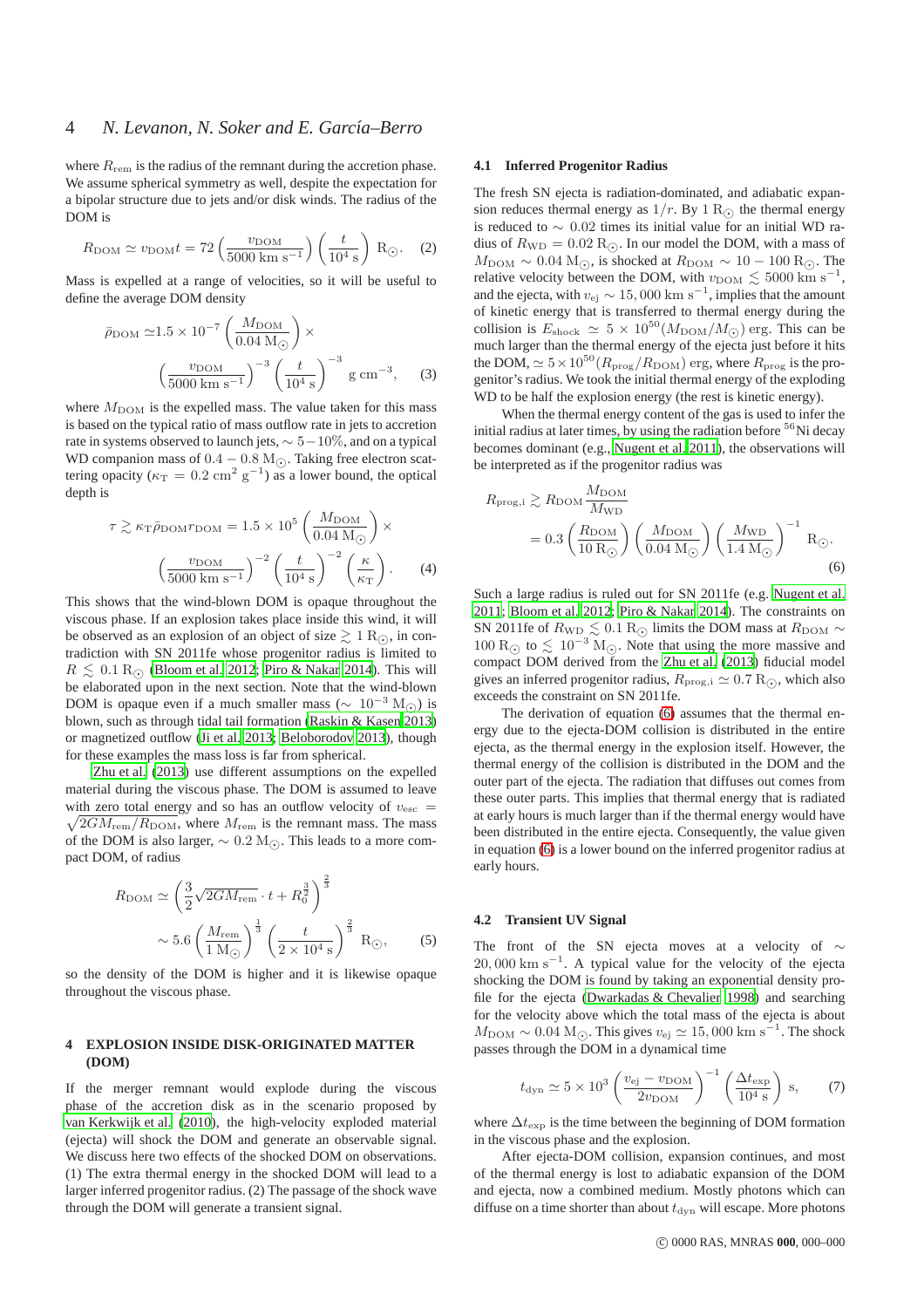where $R_{\rm rem}$ is the radius of the remnant during the accretion phase. We assume spherical symmetry as well, despite the expectation for a bipolar structure due to jets and/or disk winds. The radius of the DOM is

$$R_{\rm DOM} \simeq v_{\rm DOM} t = 72 \left( \frac{v_{\rm DOM}}{5000 \ {\rm km \ s^{-1}}} \right) \left( \frac{t}{10^4 \ {\rm s}} \right) \ {\rm R_\odot}. \quad (2)$$

Mass is expelled at a range of velocities, so it will be useful to define the average DOM density

$$\bar{\rho}_{\rm DOM} \simeq 1.5 \times 10^{-7} \left( \frac{M_{\rm DOM}}{0.04 \ {\rm M_\odot}} \right) \times \left( \frac{v_{\rm DOM}}{5000 \ {\rm km \ s^{-1}}} \right)^{-3} \left( \frac{t}{10^4 \ {\rm s}} \right)^{-3} \ {\rm g \ cm^{-3}}, \quad (3)$$

where $M_{\rm DOM}$ is the expelled mass. The value taken for this mass is based on the typical ratio of mass outflow rate in jets to accretion rate in systems observed to launch jets, $\sim 5-10\%$, and on a typical WD companion mass of $0.4-0.8 \ {\rm M_\odot}$. Taking free electron scattering opacity ($\kappa_{\rm T} = 0.2 \ {\rm cm^2 \ g^{-1}}$) as a lower bound, the optical depth is

$$\tau \gtrsim \kappa_{\rm T} \bar{\rho}_{\rm DOM} r_{\rm DOM} = 1.5 \times 10^5 \left( \frac{M_{\rm DOM}}{0.04 \ {\rm M_\odot}} \right) \times \left( \frac{v_{\rm DOM}}{5000 \ {\rm km \ s^{-1}}} \right)^{-2} \left( \frac{t}{10^4 \ {\rm s}} \right)^{-2} \left( \frac{\kappa}{\kappa_{\rm T}} \right). \quad (4)$$

This shows that the wind-blown DOM is opaque throughout the viscous phase. If an explosion takes place inside this wind, it will be observed as an explosion of an object of size $\gtrsim 1 \ {\rm R_\odot}$, in contradiction with SN 2011fe whose progenitor radius is limited to $R \lesssim 0.1 \ {\rm R_\odot}$ (Bloom et al. 2012; Piro & Nakar 2014). This will be elaborated upon in the next section. Note that the wind-blown DOM is opaque even if a much smaller mass ($\sim 10^{-3} \ {\rm M_\odot}$) is blown, such as through tidal tail formation (Raskin & Kasen 2013) or magnetized outflow (Ji et al. 2013; Beloborodov 2013), though for these examples the mass loss is far from spherical.

Zhu et al. (2013) use different assumptions on the expelled material during the viscous phase. The DOM is assumed to leave with zero total energy and so has an outflow velocity of $v_{\rm esc} = \sqrt{2GM_{\rm rem}/R_{\rm DOM}}$, where $M_{\rm rem}$ is the remnant mass. The mass of the DOM is also larger, $\sim 0.2 \ {\rm M_\odot}$. This leads to a more compact DOM, of radius

$$R_{\rm DOM} \simeq \left( \frac{3}{2} \sqrt{2GM_{\rm rem}} \cdot t + R_0^{\frac{3}{2}} \right)^{\frac{2}{3}} \sim 5.6 \left( \frac{M_{\rm rem}}{1 \ {\rm M_\odot}} \right)^{\frac{1}{3}} \left( \frac{t}{2 \times 10^4 \ {\rm s}} \right)^{\frac{2}{3}} \ {\rm R_\odot}, \quad (5)$$

so the density of the DOM is higher and it is likewise opaque throughout the viscous phase.

## 4 EXPLOSION INSIDE DISK-ORIGINATED MATTER (DOM)

If the merger remnant would explode during the viscous phase of the accretion disk as in the scenario proposed by van Kerkwijk et al. (2010), the high-velocity exploded material (ejecta) will shock the DOM and generate an observable signal. We discuss here two effects of the shocked DOM on observations. (1) The extra thermal energy in the shocked DOM will lead to a larger inferred progenitor radius. (2) The passage of the shock wave through the DOM will generate a transient signal.

### 4.1 Inferred Progenitor Radius

The fresh SN ejecta is radiation-dominated, and adiabatic expansion reduces thermal energy as $1/r$. By $1 \ {\rm R_\odot}$ the thermal energy is reduced to $\sim 0.02$ times its initial value for an initial WD radius of $R_{\rm WD} = 0.02 \ {\rm R_\odot}$. In our model the DOM, with a mass of $M_{\rm DOM} \sim 0.04 \ {\rm M_\odot}$, is shocked at $R_{\rm DOM} \sim 10-100 \ {\rm R_\odot}$. The relative velocity between the DOM, with $v_{\rm DOM} \lesssim 5000 \ {\rm km \ s^{-1}}$, and the ejecta, with $v_{\rm ej} \sim 15,000 \ {\rm km \ s^{-1}}$, implies that the amount of kinetic energy that is transferred to thermal energy during the collision is $E_{\rm shock} \simeq 5 \times 10^{50} (M_{\rm DOM}/M_\odot) \ {\rm erg}$. This can be much larger than the thermal energy of the ejecta just before it hits the DOM, $\simeq 5 \times 10^{50} (R_{\rm prog}/R_{\rm DOM}) \ {\rm erg}$, where $R_{\rm prog}$ is the progenitor's radius. We took the initial thermal energy of the exploding WD to be half the explosion energy (the rest is kinetic energy).

When the thermal energy content of the gas is used to infer the initial radius at later times, by using the radiation before $^{56}$Ni decay becomes dominant (e.g., Nugent et al. 2011), the observations will be interpreted as if the progenitor radius was

$$R_{\rm prog,i} \gtrsim R_{\rm DOM} \frac{M_{\rm DOM}}{M_{\rm WD}} = 0.3 \left( \frac{R_{\rm DOM}}{10 \ {\rm R_\odot}} \right) \left( \frac{M_{\rm DOM}}{0.04 \ {\rm M_\odot}} \right) \left( \frac{M_{\rm WD}}{1.4 \ {\rm M_\odot}} \right)^{-1} \ {\rm R_\odot}. \quad (6)$$

Such a large radius is ruled out for SN 2011fe (e.g. Nugent et al. 2011; Bloom et al. 2012; Piro & Nakar 2014). The constraints on SN 2011fe of $R_{\rm WD} \lesssim 0.1 \ {\rm R_\odot}$ limits the DOM mass at $R_{\rm DOM} \sim 100 \ {\rm R_\odot}$ to $\lesssim 10^{-3} \ {\rm M_\odot}$. Note that using the more massive and compact DOM derived from the Zhu et al. (2013) fiducial model gives an inferred progenitor radius, $R_{\rm prog,i} \simeq 0.7 \ {\rm R_\odot}$, which also exceeds the constraint on SN 2011fe.

The derivation of equation (6) assumes that the thermal energy due to the ejecta-DOM collision is distributed in the entire ejecta, as the thermal energy in the explosion itself. However, the thermal energy of the collision is distributed in the DOM and the outer part of the ejecta. The radiation that diffuses out comes from these outer parts. This implies that thermal energy that is radiated at early hours is much larger than if the thermal energy would have been distributed in the entire ejecta. Consequently, the value given in equation (6) is a lower bound on the inferred progenitor radius at early hours.

### 4.2 Transient UV Signal

The front of the SN ejecta moves at a velocity of $\sim 20,000 \ {\rm km \ s^{-1}}$. A typical value for the velocity of the ejecta shocking the DOM is found by taking an exponential density profile for the ejecta (Dwarkadas & Chevalier 1998) and searching for the velocity above which the total mass of the ejecta is about $M_{\rm DOM} \sim 0.04 \ {\rm M_\odot}$. This gives $v_{\rm ej} \simeq 15,000 \ {\rm km \ s^{-1}}$. The shock passes through the DOM in a dynamical time

$$t_{\rm dyn} \simeq 5 \times 10^3 \left( \frac{v_{\rm ej} - v_{\rm DOM}}{2 v_{\rm DOM}} \right)^{-1} \left( \frac{\Delta t_{\rm exp}}{10^4 \ {\rm s}} \right) \ {\rm s}, \quad (7)$$

where $\Delta t_{\rm exp}$ is the time between the beginning of DOM formation in the viscous phase and the explosion.

After ejecta-DOM collision, expansion continues, and most of the thermal energy is lost to adiabatic expansion of the DOM and ejecta, now a combined medium. Mostly photons which can diffuse on a time shorter than about $t_{\rm dyn}$ will escape. More photons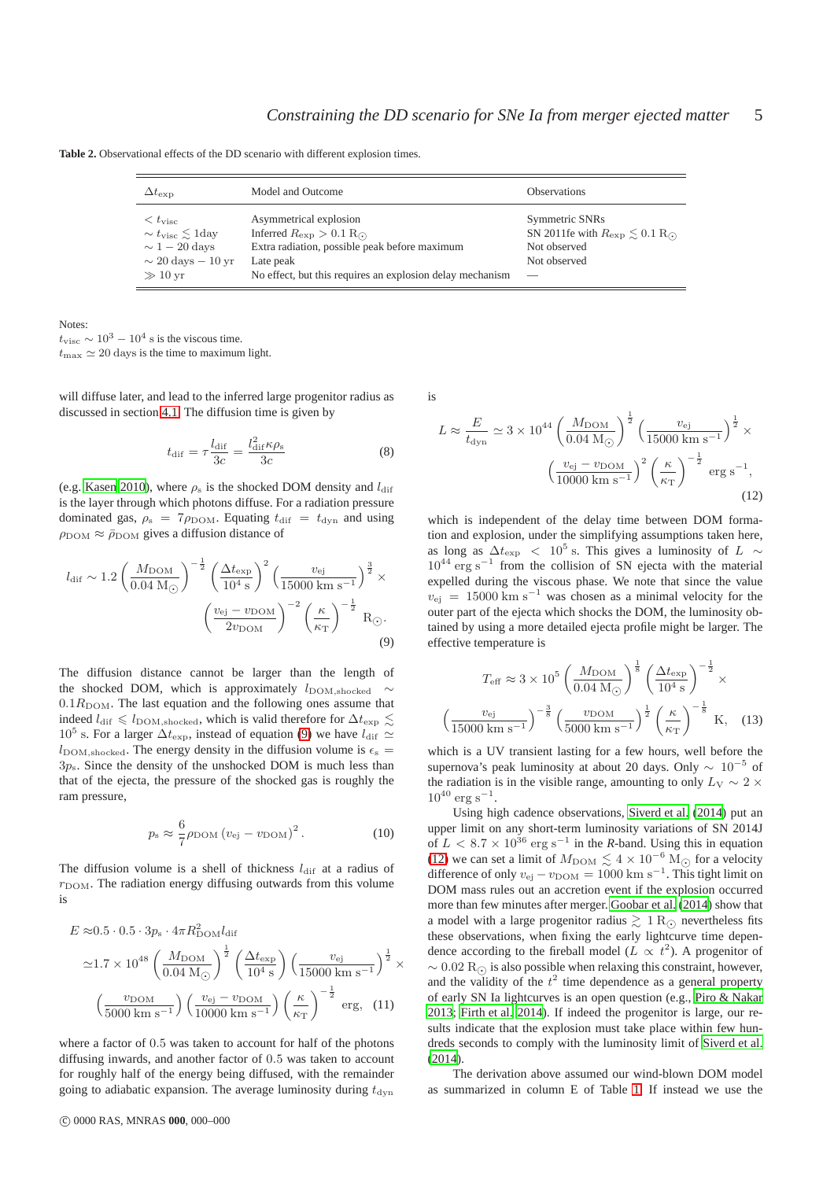**Table 2.** Observational effects of the DD scenario with different explosion times.

| $\Delta t_{\rm exp}$ | Model and Outcome | Observations |
|---|---|---|
| $< t_{\rm visc}$ | Asymmetrical explosion | Symmetric SNRs |
| $\sim t_{\rm visc} \lesssim 1$day | Inferred $R_{\rm exp} > 0.1\,{\rm R}_{\odot}$ | SN 2011fe with $R_{\rm exp} \lesssim 0.1\,{\rm R}_{\odot}$ |
| $\sim 1-20$ days | Extra radiation, possible peak before maximum | Not observed |
| $\sim 20$ days $-\,10$ yr | Late peak | Not observed |
| $\gg 10$ yr | No effect, but this requires an explosion delay mechanism | — |

Notes:
$t_{\rm visc} \sim 10^3 - 10^4$ s is the viscous time.
$t_{\rm max} \simeq 20$ days is the time to maximum light.

will diffuse later, and lead to the inferred large progenitor radius as discussed in section 4.1. The diffusion time is given by

$$t_{\rm dif} = \tau \frac{l_{\rm dif}}{3c} = \frac{l_{\rm dif}^2 \kappa \rho_{\rm s}}{3c} \quad (8)$$

(e.g. Kasen 2010), where $\rho_{\rm s}$ is the shocked DOM density and $l_{\rm dif}$ is the layer through which photons diffuse. For a radiation pressure dominated gas, $\rho_{\rm s} = 7\rho_{\rm DOM}$. Equating $t_{\rm dif} = t_{\rm dyn}$ and using $\rho_{\rm DOM} \approx \bar{\rho}_{\rm DOM}$ gives a diffusion distance of

$$l_{\rm dif} \sim 1.2 \left(\frac{M_{\rm DOM}}{0.04\,{\rm M}_{\odot}}\right)^{-\frac{1}{2}} \left(\frac{\Delta t_{\rm exp}}{10^4\,{\rm s}}\right)^{2} \left(\frac{v_{\rm ej}}{15000\,{\rm km\,s^{-1}}}\right)^{\frac{3}{2}} \times \left(\frac{v_{\rm ej} - v_{\rm DOM}}{2 v_{\rm DOM}}\right)^{-2} \left(\frac{\kappa}{\kappa_{\rm T}}\right)^{-\frac{1}{2}} {\rm R}_{\odot}. \quad (9)$$

The diffusion distance cannot be larger than the length of the shocked DOM, which is approximately $l_{\rm DOM,shocked} \sim 0.1 R_{\rm DOM}$. The last equation and the following ones assume that indeed $l_{\rm dif} \leqslant l_{\rm DOM,shocked}$, which is valid therefore for $\Delta t_{\rm exp} \lesssim 10^5$ s. For a larger $\Delta t_{\rm exp}$, instead of equation (9) we have $l_{\rm dif} \simeq l_{\rm DOM,shocked}$. The energy density in the diffusion volume is $\epsilon_{\rm s} = 3p_{\rm s}$. Since the density of the unshocked DOM is much less than that of the ejecta, the pressure of the shocked gas is roughly the ram pressure,

$$p_{\rm s} \approx \frac{6}{7} \rho_{\rm DOM} \left(v_{\rm ej} - v_{\rm DOM}\right)^2. \quad (10)$$

The diffusion volume is a shell of thickness $l_{\rm dif}$ at a radius of $r_{\rm DOM}$. The radiation energy diffusing outwards from this volume is

$$\begin{aligned} E \approx & 0.5 \cdot 0.5 \cdot 3p_{\rm s} \cdot 4\pi R_{\rm DOM}^2 l_{\rm dif} \\ \simeq & 1.7 \times 10^{48} \left(\frac{M_{\rm DOM}}{0.04\,{\rm M}_{\odot}}\right)^{\frac{1}{2}} \left(\frac{\Delta t_{\rm exp}}{10^4\,{\rm s}}\right) \left(\frac{v_{\rm ej}}{15000\,{\rm km\,s^{-1}}}\right)^{\frac{1}{2}} \times \\ & \left(\frac{v_{\rm DOM}}{5000\,{\rm km\,s^{-1}}}\right) \left(\frac{v_{\rm ej} - v_{\rm DOM}}{10000\,{\rm km\,s^{-1}}}\right) \left(\frac{\kappa}{\kappa_{\rm T}}\right)^{-\frac{1}{2}} {\rm erg}, \end{aligned} \quad (11)$$

where a factor of 0.5 was taken to account for half of the photons diffusing inwards, and another factor of 0.5 was taken to account for roughly half of the energy being diffused, with the remainder going to adiabatic expansion. The average luminosity during $t_{\rm dyn}$ is

$$L \approx \frac{E}{t_{\rm dyn}} \simeq 3 \times 10^{44} \left(\frac{M_{\rm DOM}}{0.04\,{\rm M}_{\odot}}\right)^{\frac{1}{2}} \left(\frac{v_{\rm ej}}{15000\,{\rm km\,s^{-1}}}\right)^{\frac{1}{2}} \times \left(\frac{v_{\rm ej} - v_{\rm DOM}}{10000\,{\rm km\,s^{-1}}}\right)^{2} \left(\frac{\kappa}{\kappa_{\rm T}}\right)^{-\frac{1}{2}} {\rm erg\,s^{-1}}, \quad (12)$$

which is independent of the delay time between DOM formation and explosion, under the simplifying assumptions taken here, as long as $\Delta t_{\rm exp} < 10^5$ s. This gives a luminosity of $L \sim 10^{44}$ erg s$^{-1}$ from the collision of SN ejecta with the material expelled during the viscous phase. We note that since the value $v_{\rm ej} = 15000$ km s$^{-1}$ was chosen as a minimal velocity for the outer part of the ejecta which shocks the DOM, the luminosity obtained by using a more detailed ejecta profile might be larger. The effective temperature is

$$T_{\rm eff} \approx 3 \times 10^5 \left(\frac{M_{\rm DOM}}{0.04\,{\rm M}_{\odot}}\right)^{\frac{1}{8}} \left(\frac{\Delta t_{\rm exp}}{10^4\,{\rm s}}\right)^{-\frac{1}{2}} \times \left(\frac{v_{\rm ej}}{15000\,{\rm km\,s^{-1}}}\right)^{-\frac{3}{8}} \left(\frac{v_{\rm DOM}}{5000\,{\rm km\,s^{-1}}}\right)^{\frac{1}{2}} \left(\frac{\kappa}{\kappa_{\rm T}}\right)^{-\frac{1}{8}} {\rm K}, \quad (13)$$

which is a UV transient lasting for a few hours, well before the supernova's peak luminosity at about 20 days. Only $\sim 10^{-5}$ of the radiation is in the visible range, amounting to only $L_{\rm V} \sim 2 \times 10^{40}$ erg s$^{-1}$.

Using high cadence observations, Siverd et al. (2014) put an upper limit on any short-term luminosity variations of SN 2014J of $L < 8.7 \times 10^{36}$ erg s$^{-1}$ in the *R*-band. Using this in equation (12) we can set a limit of $M_{\rm DOM} \lesssim 4 \times 10^{-6}\,{\rm M}_{\odot}$ for a velocity difference of only $v_{\rm ej} - v_{\rm DOM} = 1000$ km s$^{-1}$. This tight limit on DOM mass rules out an accretion event if the explosion occurred more than few minutes after merger. Goobar et al. (2014) show that a model with a large progenitor radius $\gtrsim 1\,{\rm R}_{\odot}$ nevertheless fits these observations, when fixing the early lightcurve time dependence according to the fireball model ($L \propto t^2$). A progenitor of $\sim 0.02\,{\rm R}_{\odot}$ is also possible when relaxing this constraint, however, and the validity of the $t^2$ time dependence as a general property of early SN Ia lightcurves is an open question (e.g., Piro & Nakar 2013; Firth et al. 2014). If indeed the progenitor is large, our results indicate that the explosion must take place within few hundreds seconds to comply with the luminosity limit of Siverd et al. (2014).

The derivation above assumed our wind-blown DOM model as summarized in column E of Table 1. If instead we use the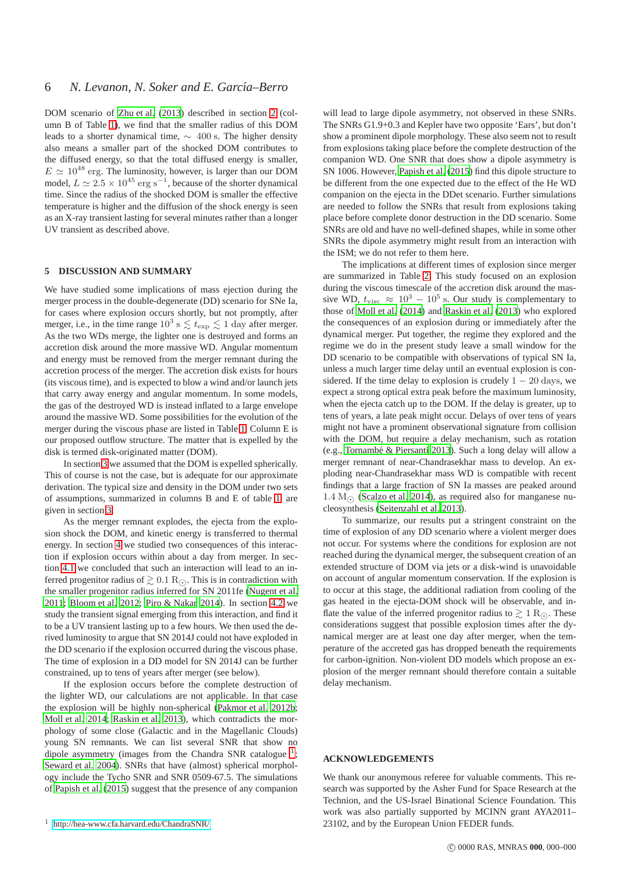DOM scenario of Zhu et al. (2013) described in section 2 (column B of Table 1), we find that the smaller radius of this DOM leads to a shorter dynamical time, $\sim 400\,\mathrm{s}$. The higher density also means a smaller part of the shocked DOM contributes to the diffused energy, so that the total diffused energy is smaller, $E \simeq 10^{48}\,\mathrm{erg}$. The luminosity, however, is larger than our DOM model, $L \simeq 2.5 \times 10^{45}\,\mathrm{erg\,s^{-1}}$, because of the shorter dynamical time. Since the radius of the shocked DOM is smaller the effective temperature is higher and the diffusion of the shock energy is seen as an X-ray transient lasting for several minutes rather than a longer UV transient as described above.

## 5 DISCUSSION AND SUMMARY

We have studied some implications of mass ejection during the merger process in the double-degenerate (DD) scenario for SNe Ia, for cases where explosion occurs shortly, but not promptly, after merger, i.e., in the time range $10^3\,\mathrm{s} \lesssim t_{\rm exp} \lesssim 1$ day after merger. As the two WDs merge, the lighter one is destroyed and forms an accretion disk around the more massive WD. Angular momentum and energy must be removed from the merger remnant during the accretion process of the merger. The accretion disk exists for hours (its viscous time), and is expected to blow a wind and/or launch jets that carry away energy and angular momentum. In some models, the gas of the destroyed WD is instead inflated to a large envelope around the massive WD. Some possibilities for the evolution of the merger during the viscous phase are listed in Table 1. Column E is our proposed outflow structure. The matter that is expelled by the disk is termed disk-originated matter (DOM).

In section 3 we assumed that the DOM is expelled spherically. This of course is not the case, but is adequate for our approximate derivation. The typical size and density in the DOM under two sets of assumptions, summarized in columns B and E of table 1, are given in section 3.

As the merger remnant explodes, the ejecta from the explosion shock the DOM, and kinetic energy is transferred to thermal energy. In section 4 we studied two consequences of this interaction if explosion occurs within about a day from merger. In section 4.1 we concluded that such an interaction will lead to an inferred progenitor radius of $\gtrsim 0.1\,\mathrm{R_\odot}$. This is in contradiction with the smaller progenitor radius inferred for SN 2011fe (Nugent et al. 2011; Bloom et al. 2012; Piro & Nakar 2014). In section 4.2 we study the transient signal emerging from this interaction, and find it to be a UV transient lasting up to a few hours. We then used the derived luminosity to argue that SN 2014J could not have exploded in the DD scenario if the explosion occurred during the viscous phase. The time of explosion in a DD model for SN 2014J can be further constrained, up to tens of years after merger (see below).

If the explosion occurs before the complete destruction of the lighter WD, our calculations are not applicable. In that case the explosion will be highly non-spherical (Pakmor et al. 2012b; Moll et al. 2014; Raskin et al. 2013), which contradicts the morphology of some close (Galactic and in the Magellanic Clouds) young SN remnants. We can list several SNR that show no dipole asymmetry (images from the Chandra SNR catalogue [1]; Seward et al. 2004). SNRs that have (almost) spherical morphology include the Tycho SNR and SNR 0509-67.5. The simulations of Papish et al. (2015) suggest that the presence of any companion will lead to large dipole asymmetry, not observed in these SNRs. The SNRs G1.9+0.3 and Kepler have two opposite 'Ears', but don't show a prominent dipole morphology. These also seem not to result from explosions taking place before the complete destruction of the companion WD. One SNR that does show a dipole asymmetry is SN 1006. However, Papish et al. (2015) find this dipole structure to be different from the one expected due to the effect of the He WD companion on the ejecta in the DDet scenario. Further simulations are needed to follow the SNRs that result from explosions taking place before complete donor destruction in the DD scenario. Some SNRs are old and have no well-defined shapes, while in some other SNRs the dipole asymmetry might result from an interaction with the ISM; we do not refer to them here.

The implications at different times of explosion since merger are summarized in Table 2. This study focused on an explosion during the viscous timescale of the accretion disk around the massive WD, $t_{\rm visc} \approx 10^3 - 10^5\,\mathrm{s}$. Our study is complementary to those of Moll et al. (2014) and Raskin et al. (2013) who explored the consequences of an explosion during or immediately after the dynamical merger. Put together, the regime they explored and the regime we do in the present study leave a small window for the DD scenario to be compatible with observations of typical SN Ia, unless a much larger time delay until an eventual explosion is considered. If the time delay to explosion is crudely $1 - 20$ days, we expect a strong optical extra peak before the maximum luminosity, when the ejecta catch up to the DOM. If the delay is greater, up to tens of years, a late peak might occur. Delays of over tens of years might not have a prominent observational signature from collision with the DOM, but require a delay mechanism, such as rotation (e.g., Tornambé & Piersanti 2013). Such a long delay will allow a merger remnant of near-Chandrasekhar mass to develop. An exploding near-Chandrasekhar mass WD is compatible with recent findings that a large fraction of SN Ia masses are peaked around $1.4\,\mathrm{M_\odot}$ (Scalzo et al. 2014), as required also for manganese nucleosynthesis (Seitenzahl et al. 2013).

To summarize, our results put a stringent constraint on the time of explosion of any DD scenario where a violent merger does not occur. For systems where the conditions for explosion are not reached during the dynamical merger, the subsequent creation of an extended structure of DOM via jets or a disk-wind is unavoidable on account of angular momentum conservation. If the explosion is to occur at this stage, the additional radiation from cooling of the gas heated in the ejecta-DOM shock will be observable, and inflate the value of the inferred progenitor radius to $\gtrsim 1\,\mathrm{R_\odot}$. These considerations suggest that possible explosion times after the dynamical merger are at least one day after merger, when the temperature of the accreted gas has dropped beneath the requirements for carbon-ignition. Non-violent DD models which propose an explosion of the merger remnant should therefore contain a suitable delay mechanism.

## ACKNOWLEDGEMENTS

We thank our anonymous referee for valuable comments. This research was supported by the Asher Fund for Space Research at the Technion, and the US-Israel Binational Science Foundation. This work was also partially supported by MCINN grant AYA2011–23102, and by the European Union FEDER funds.

[1] http://hea-www.cfa.harvard.edu/ChandraSNR/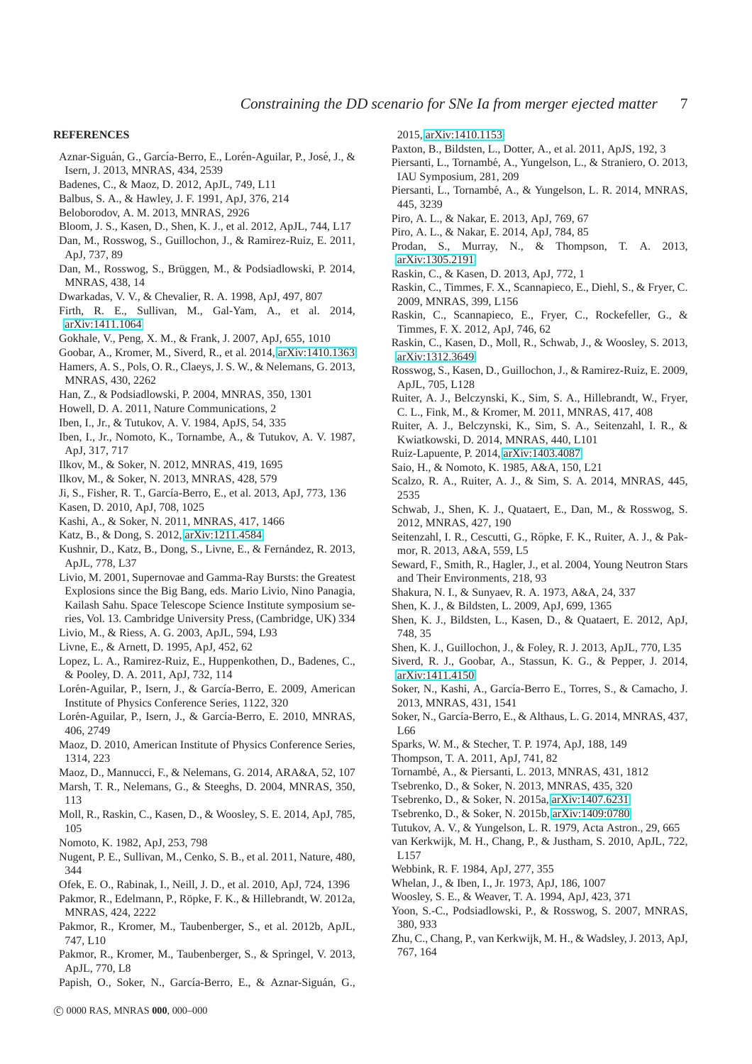## REFERENCES

Aznar-Siguán, G., García-Berro, E., Lorén-Aguilar, P., José, J., & Isern, J. 2013, MNRAS, 434, 2539

Badenes, C., & Maoz, D. 2012, ApJL, 749, L11

Balbus, S. A., & Hawley, J. F. 1991, ApJ, 376, 214

Beloborodov, A. M. 2013, MNRAS, 2926

Bloom, J. S., Kasen, D., Shen, K. J., et al. 2012, ApJL, 744, L17

Dan, M., Rosswog, S., Guillochon, J., & Ramirez-Ruiz, E. 2011, ApJ, 737, 89

Dan, M., Rosswog, S., Brüggen, M., & Podsiadlowski, P. 2014, MNRAS, 438, 14

Dwarkadas, V. V., & Chevalier, R. A. 1998, ApJ, 497, 807

Firth, R. E., Sullivan, M., Gal-Yam, A., et al. 2014, arXiv:1411.1064

Gokhale, V., Peng, X. M., & Frank, J. 2007, ApJ, 655, 1010

Goobar, A., Kromer, M., Siverd, R., et al. 2014, arXiv:1410.1363

Hamers, A. S., Pols, O. R., Claeys, J. S. W., & Nelemans, G. 2013, MNRAS, 430, 2262

Han, Z., & Podsiadlowski, P. 2004, MNRAS, 350, 1301

Howell, D. A. 2011, Nature Communications, 2

Iben, I., Jr., & Tutukov, A. V. 1984, ApJS, 54, 335

Iben, I., Jr., Nomoto, K., Tornambe, A., & Tutukov, A. V. 1987, ApJ, 317, 717

Ilkov, M., & Soker, N. 2012, MNRAS, 419, 1695

Ilkov, M., & Soker, N. 2013, MNRAS, 428, 579

Ji, S., Fisher, R. T., García-Berro, E., et al. 2013, ApJ, 773, 136

Kasen, D. 2010, ApJ, 708, 1025

Kashi, A., & Soker, N. 2011, MNRAS, 417, 1466

Katz, B., & Dong, S. 2012, arXiv:1211.4584

Kushnir, D., Katz, B., Dong, S., Livne, E., & Fernández, R. 2013, ApJL, 778, L37

Livio, M. 2001, Supernovae and Gamma-Ray Bursts: the Greatest Explosions since the Big Bang, eds. Mario Livio, Nino Panagia, Kailash Sahu. Space Telescope Science Institute symposium series, Vol. 13. Cambridge University Press, (Cambridge, UK) 334

Livio, M., & Riess, A. G. 2003, ApJL, 594, L93

Livne, E., & Arnett, D. 1995, ApJ, 452, 62

Lopez, L. A., Ramirez-Ruiz, E., Huppenkothen, D., Badenes, C., & Pooley, D. A. 2011, ApJ, 732, 114

Lorén-Aguilar, P., Isern, J., & García-Berro, E. 2009, American Institute of Physics Conference Series, 1122, 320

Lorén-Aguilar, P., Isern, J., & García-Berro, E. 2010, MNRAS, 406, 2749

Maoz, D. 2010, American Institute of Physics Conference Series, 1314, 223

Maoz, D., Mannucci, F., & Nelemans, G. 2014, ARA&A, 52, 107

Marsh, T. R., Nelemans, G., & Steeghs, D. 2004, MNRAS, 350, 113

Moll, R., Raskin, C., Kasen, D., & Woosley, S. E. 2014, ApJ, 785, 105

Nomoto, K. 1982, ApJ, 253, 798

Nugent, P. E., Sullivan, M., Cenko, S. B., et al. 2011, Nature, 480, 344

Ofek, E. O., Rabinak, I., Neill, J. D., et al. 2010, ApJ, 724, 1396

Pakmor, R., Edelmann, P., Röpke, F. K., & Hillebrandt, W. 2012a, MNRAS, 424, 2222

Pakmor, R., Kromer, M., Taubenberger, S., et al. 2012b, ApJL, 747, L10

Pakmor, R., Kromer, M., Taubenberger, S., & Springel, V. 2013, ApJL, 770, L8

Papish, O., Soker, N., García-Berro, E., & Aznar-Siguán, G., 2015, arXiv:1410.1153

Paxton, B., Bildsten, L., Dotter, A., et al. 2011, ApJS, 192, 3

Piersanti, L., Tornambé, A., Yungelson, L., & Straniero, O. 2013, IAU Symposium, 281, 209

Piersanti, L., Tornambé, A., & Yungelson, L. R. 2014, MNRAS, 445, 3239

Piro, A. L., & Nakar, E. 2013, ApJ, 769, 67

Piro, A. L., & Nakar, E. 2014, ApJ, 784, 85

Prodan, S., Murray, N., & Thompson, T. A. 2013, arXiv:1305.2191

Raskin, C., & Kasen, D. 2013, ApJ, 772, 1

Raskin, C., Timmes, F. X., Scannapieco, E., Diehl, S., & Fryer, C. 2009, MNRAS, 399, L156

Raskin, C., Scannapieco, E., Fryer, C., Rockefeller, G., & Timmes, F. X. 2012, ApJ, 746, 62

Raskin, C., Kasen, D., Moll, R., Schwab, J., & Woosley, S. 2013, arXiv:1312.3649

Rosswog, S., Kasen, D., Guillochon, J., & Ramirez-Ruiz, E. 2009, ApJL, 705, L128

Ruiter, A. J., Belczynski, K., Sim, S. A., Hillebrandt, W., Fryer, C. L., Fink, M., & Kromer, M. 2011, MNRAS, 417, 408

Ruiter, A. J., Belczynski, K., Sim, S. A., Seitenzahl, I. R., & Kwiatkowski, D. 2014, MNRAS, 440, L101

Ruiz-Lapuente, P. 2014, arXiv:1403.4087

Saio, H., & Nomoto, K. 1985, A&A, 150, L21

Scalzo, R. A., Ruiter, A. J., & Sim, S. A. 2014, MNRAS, 445, 2535

Schwab, J., Shen, K. J., Quataert, E., Dan, M., & Rosswog, S. 2012, MNRAS, 427, 190

Seitenzahl, I. R., Cescutti, G., Röpke, F. K., Ruiter, A. J., & Pakmor, R. 2013, A&A, 559, L5

Seward, F., Smith, R., Hagler, J., et al. 2004, Young Neutron Stars and Their Environments, 218, 93

Shakura, N. I., & Sunyaev, R. A. 1973, A&A, 24, 337

Shen, K. J., & Bildsten, L. 2009, ApJ, 699, 1365

Shen, K. J., Bildsten, L., Kasen, D., & Quataert, E. 2012, ApJ, 748, 35

Shen, K. J., Guillochon, J., & Foley, R. J. 2013, ApJL, 770, L35

Siverd, R. J., Goobar, A., Stassun, K. G., & Pepper, J. 2014, arXiv:1411.4150

Soker, N., Kashi, A., García-Berro E., Torres, S., & Camacho, J. 2013, MNRAS, 431, 1541

Soker, N., García-Berro, E., & Althaus, L. G. 2014, MNRAS, 437, L66

Sparks, W. M., & Stecher, T. P. 1974, ApJ, 188, 149

Thompson, T. A. 2011, ApJ, 741, 82

Tornambé, A., & Piersanti, L. 2013, MNRAS, 431, 1812

Tsebrenko, D., & Soker, N. 2013, MNRAS, 435, 320

Tsebrenko, D., & Soker, N. 2015a, arXiv:1407.6231

Tsebrenko, D., & Soker, N. 2015b, arXiv:1409:0780

Tutukov, A. V., & Yungelson, L. R. 1979, Acta Astron., 29, 665

van Kerkwijk, M. H., Chang, P., & Justham, S. 2010, ApJL, 722, L157

Webbink, R. F. 1984, ApJ, 277, 355

Whelan, J., & Iben, I., Jr. 1973, ApJ, 186, 1007

Woosley, S. E., & Weaver, T. A. 1994, ApJ, 423, 371

Yoon, S.-C., Podsiadlowski, P., & Rosswog, S. 2007, MNRAS, 380, 933

Zhu, C., Chang, P., van Kerkwijk, M. H., & Wadsley, J. 2013, ApJ, 767, 164